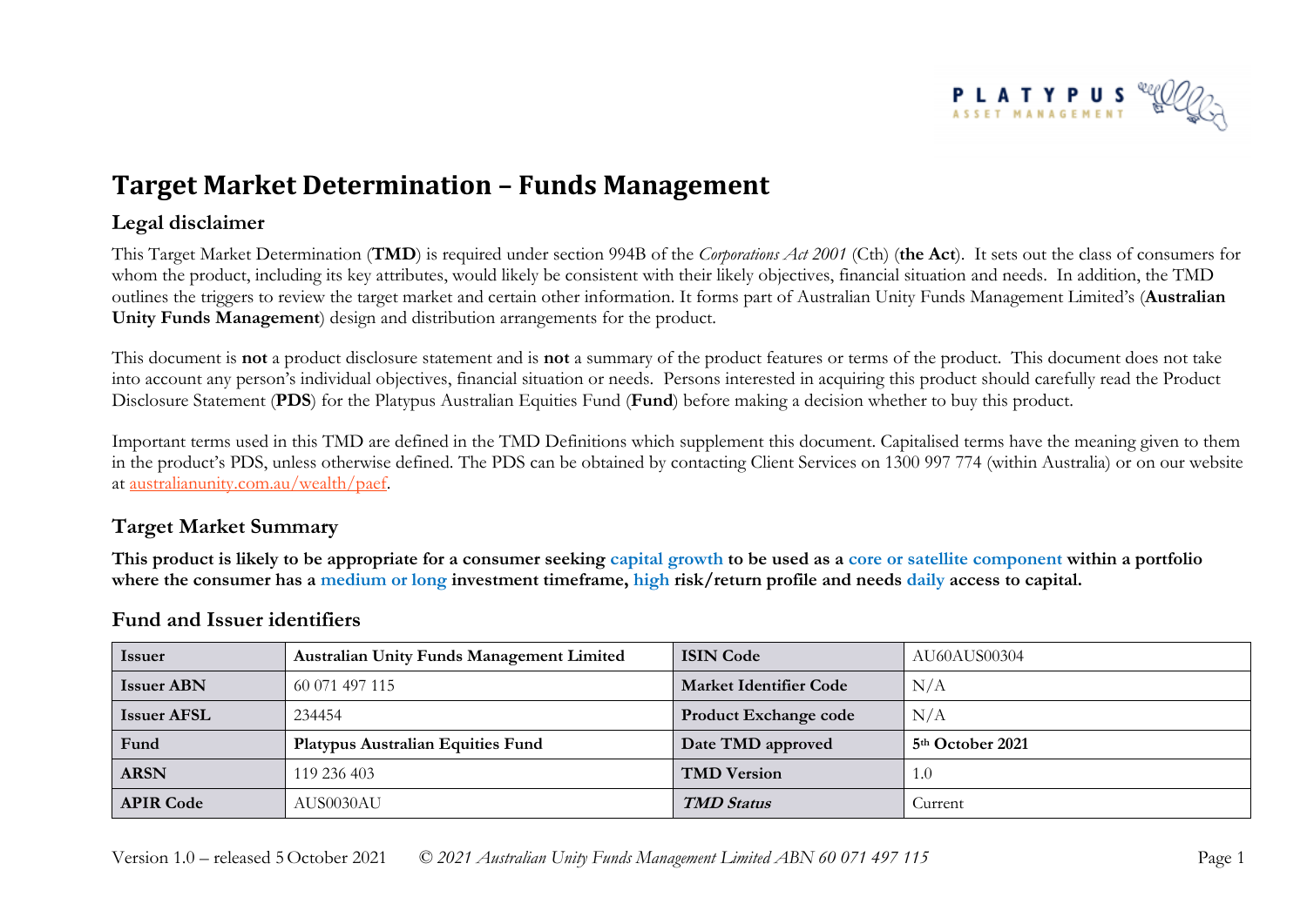# Target Market Determination – Funds Management

## Legal disclaimer

This Target Market Determination (**TMD**) is required under section 994B of the *Corporations Act 2001* (Cth) (**the Act**). It sets out the class of consumers for whom the product, including its key attributes, would likely be consistent with their likely objectives, financial situation and needs. In addition, the TMD outlines the triggers to review the target market and certain other information. It forms part of Australian Unity Funds Management Limited's (**Australian Unity Funds Management**) design and distribution arrangements for the product.

This document is **not** a product disclosure statement and is **not** a summary of the product features or terms of the product. This document does not take into account any person's individual objectives, financial situation or needs. Persons interested in acquiring this product should carefully read the Product Disclosure Statement (**PDS**) for the Platypus Australian Equities Fund (**Fund**) before making a decision whether to buy this product.

Important terms used in this TMD are defined in the TMD Definitions which supplement this document. Capitalised terms have the meaning given to them in the product's PDS, unless otherwise defined. The PDS can be obtained by contacting Client Services on 1300 997 774 (within Australia) or on our website at australianunity.com.au/wealth/paef.

## Target Market Summary

**This product is likely to be appropriate for a consumer seeking capital growth to be used as a core or satellite component within a portfolio where the consumer has a medium or long investment timeframe, high risk/return profile and needs daily access to capital.**

## Fund and Issuer identifiers

| Issuer | Australian Unity Funds Management Limited | ISIN Code | AU60AUS00304 |
|---|---|---|---|
| Issuer ABN | 60 071 497 115 | Market Identifier Code | N/A |
| Issuer AFSL | 234454 | Product Exchange code | N/A |
| Fund | Platypus Australian Equities Fund | Date TMD approved | 5th October 2021 |
| ARSN | 119 236 403 | TMD Version | 1.0 |
| APIR Code | AUS0030AU | *TMD Status* | Current |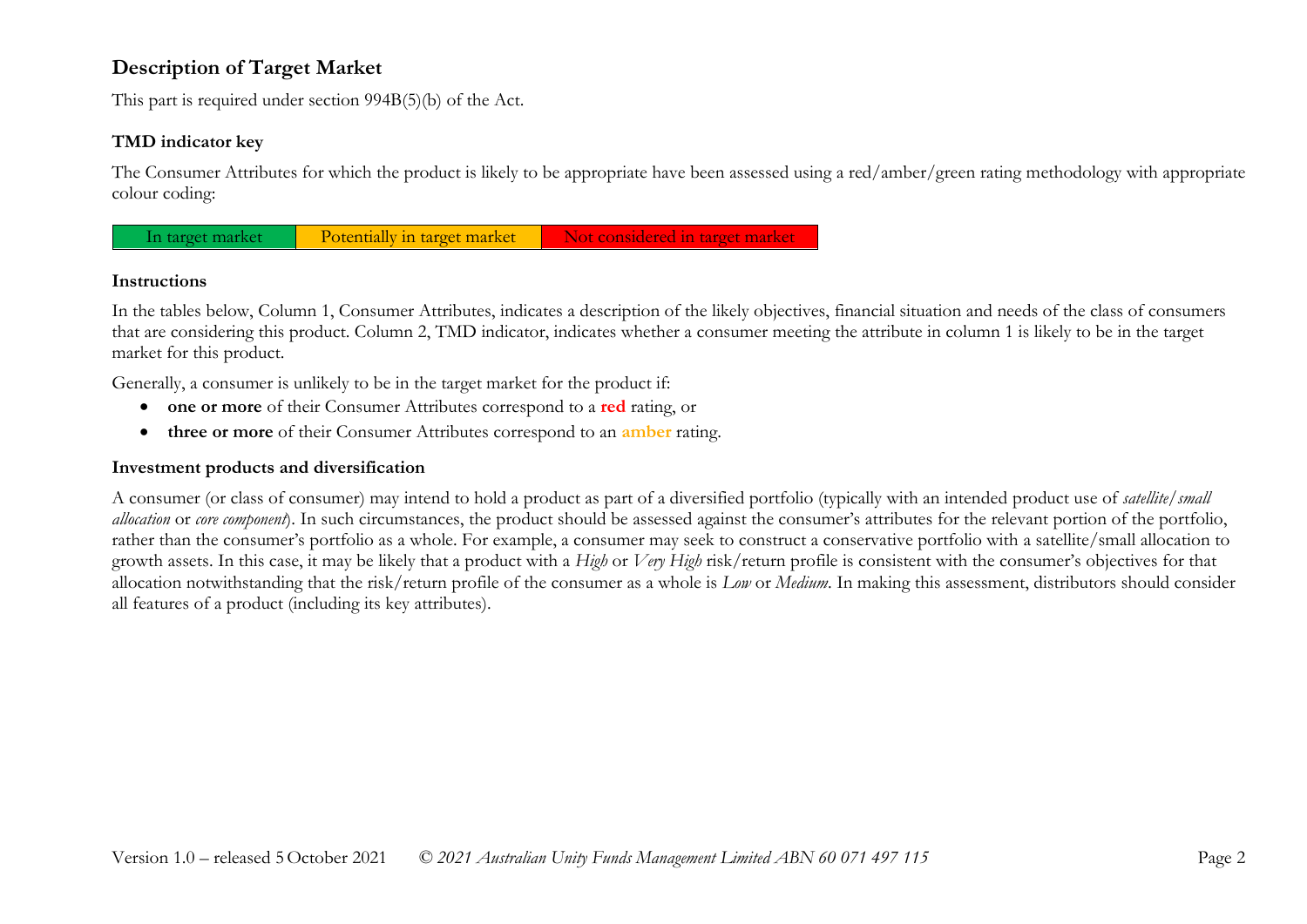## Description of Target Market

This part is required under section 994B(5)(b) of the Act.

### TMD indicator key

The Consumer Attributes for which the product is likely to be appropriate have been assessed using a red/amber/green rating methodology with appropriate colour coding:

| In target market | Potentially in target market | Not considered in target market |
| --- | --- | --- |

### Instructions

In the tables below, Column 1, Consumer Attributes, indicates a description of the likely objectives, financial situation and needs of the class of consumers that are considering this product. Column 2, TMD indicator, indicates whether a consumer meeting the attribute in column 1 is likely to be in the target market for this product.

Generally, a consumer is unlikely to be in the target market for the product if:

- **one or more** of their Consumer Attributes correspond to a **red** rating, or
- **three or more** of their Consumer Attributes correspond to an **amber** rating.

### Investment products and diversification

A consumer (or class of consumer) may intend to hold a product as part of a diversified portfolio (typically with an intended product use of *satellite/small allocation* or *core component*). In such circumstances, the product should be assessed against the consumer's attributes for the relevant portion of the portfolio, rather than the consumer's portfolio as a whole. For example, a consumer may seek to construct a conservative portfolio with a satellite/small allocation to growth assets. In this case, it may be likely that a product with a *High* or *Very High* risk/return profile is consistent with the consumer's objectives for that allocation notwithstanding that the risk/return profile of the consumer as a whole is *Low* or *Medium*. In making this assessment, distributors should consider all features of a product (including its key attributes).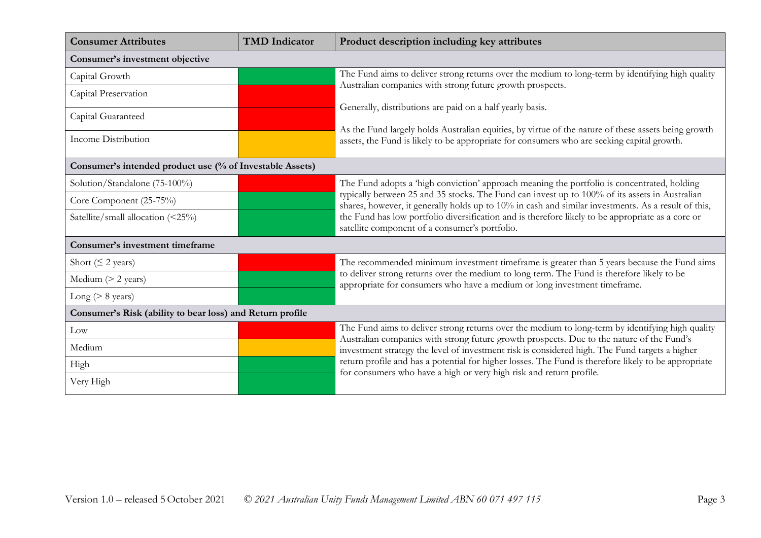| Consumer Attributes | TMD Indicator | Product description including key attributes |
|---|---|---|
| **Consumer's investment objective** | | |
| Capital Growth | Green | The Fund aims to deliver strong returns over the medium to long-term by identifying high quality Australian companies with strong future growth prospects.<br><br>Generally, distributions are paid on a half yearly basis.<br><br>As the Fund largely holds Australian equities, by virtue of the nature of these assets being growth assets, the Fund is likely to be appropriate for consumers who are seeking capital growth. |
| Capital Preservation | Red | |
| Capital Guaranteed | Red | |
| Income Distribution | Amber | |
| **Consumer's intended product use (% of Investable Assets)** | | |
| Solution/Standalone (75-100%) | Red | The Fund adopts a 'high conviction' approach meaning the portfolio is concentrated, holding typically between 25 and 35 stocks. The Fund can invest up to 100% of its assets in Australian shares, however, it generally holds up to 10% in cash and similar investments. As a result of this, the Fund has low portfolio diversification and is therefore likely to be appropriate as a core or satellite component of a consumer's portfolio. |
| Core Component (25-75%) | Green | |
| Satellite/small allocation (<25%) | Green | |
| **Consumer's investment timeframe** | | |
| Short (≤ 2 years) | Red | The recommended minimum investment timeframe is greater than 5 years because the Fund aims to deliver strong returns over the medium to long term. The Fund is therefore likely to be appropriate for consumers who have a medium or long investment timeframe. |
| Medium (> 2 years) | Green | |
| Long (> 8 years) | Green | |
| **Consumer's Risk (ability to bear loss) and Return profile** | | |
| Low | Red | The Fund aims to deliver strong returns over the medium to long-term by identifying high quality Australian companies with strong future growth prospects. Due to the nature of the Fund's investment strategy the level of investment risk is considered high. The Fund targets a higher return profile and has a potential for higher losses. The Fund is therefore likely to be appropriate for consumers who have a high or very high risk and return profile. |
| Medium | Amber | |
| High | Green | |
| Very High | Green | |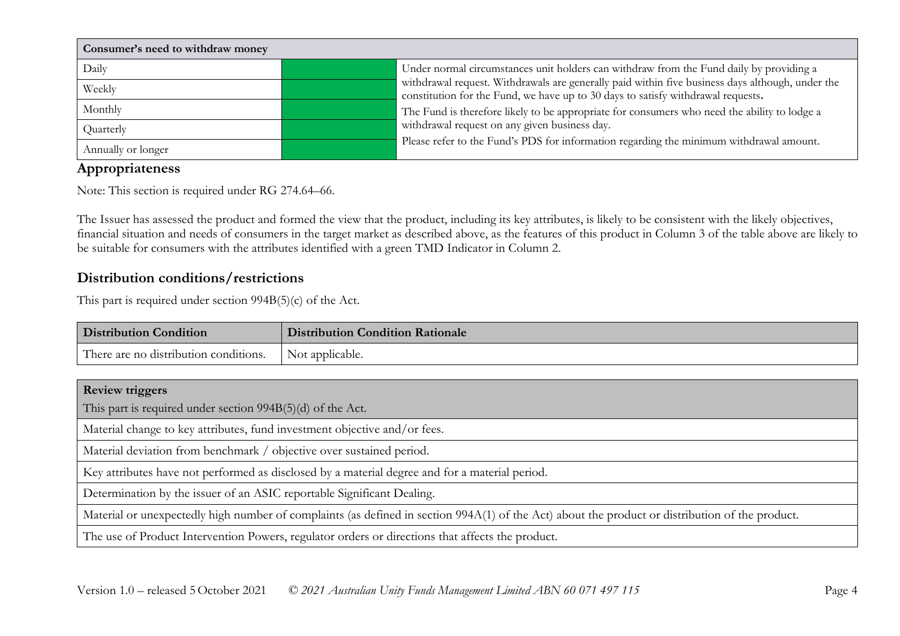| Consumer's need to withdraw money | | |
|---|---|---|
| Daily | | Under normal circumstances unit holders can withdraw from the Fund daily by providing a withdrawal request. Withdrawals are generally paid within five business days although, under the constitution for the Fund, we have up to 30 days to satisfy withdrawal requests. The Fund is therefore likely to be appropriate for consumers who need the ability to lodge a withdrawal request on any given business day. Please refer to the Fund's PDS for information regarding the minimum withdrawal amount. |
| Weekly | | |
| Monthly | | |
| Quarterly | | |
| Annually or longer | | |

## Appropriateness

Note: This section is required under RG 274.64–66.

The Issuer has assessed the product and formed the view that the product, including its key attributes, is likely to be consistent with the likely objectives, financial situation and needs of consumers in the target market as described above, as the features of this product in Column 3 of the table above are likely to be suitable for consumers with the attributes identified with a green TMD Indicator in Column 2.

## Distribution conditions/restrictions

This part is required under section 994B(5)(c) of the Act.

| Distribution Condition | Distribution Condition Rationale |
|---|---|
| There are no distribution conditions. | Not applicable. |

| **Review triggers**<br>This part is required under section 994B(5)(d) of the Act. |
|---|
| Material change to key attributes, fund investment objective and/or fees. |
| Material deviation from benchmark / objective over sustained period. |
| Key attributes have not performed as disclosed by a material degree and for a material period. |
| Determination by the issuer of an ASIC reportable Significant Dealing. |
| Material or unexpectedly high number of complaints (as defined in section 994A(1) of the Act) about the product or distribution of the product. |
| The use of Product Intervention Powers, regulator orders or directions that affects the product. |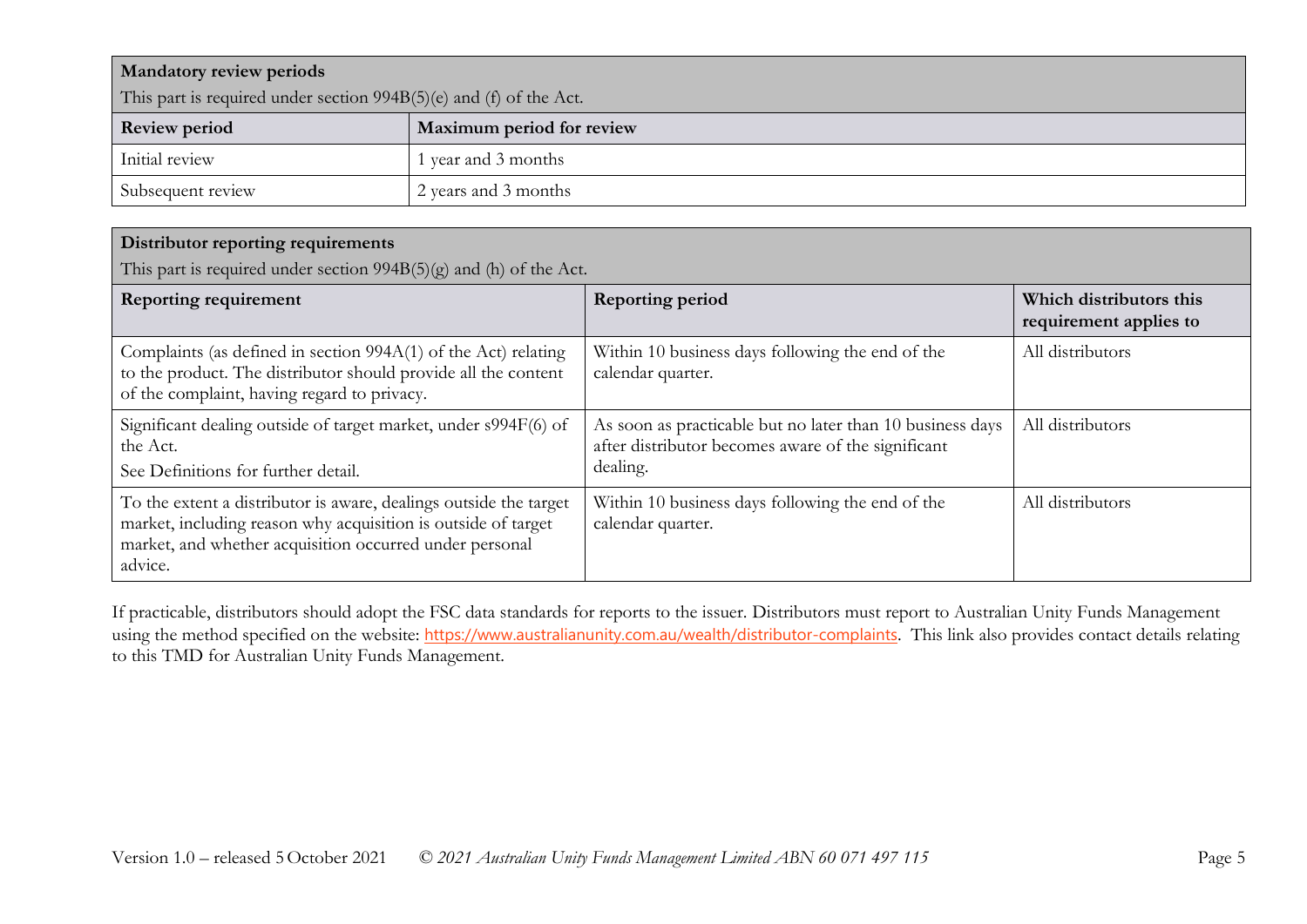| **Mandatory review periods**<br>This part is required under section 994B(5)(e) and (f) of the Act. | |
|---|---|
| **Review period** | **Maximum period for review** |
| Initial review | 1 year and 3 months |
| Subsequent review | 2 years and 3 months |

| **Distributor reporting requirements**<br>This part is required under section 994B(5)(g) and (h) of the Act. | | |
|---|---|---|
| **Reporting requirement** | **Reporting period** | **Which distributors this requirement applies to** |
| Complaints (as defined in section 994A(1) of the Act) relating to the product. The distributor should provide all the content of the complaint, having regard to privacy. | Within 10 business days following the end of the calendar quarter. | All distributors |
| Significant dealing outside of target market, under s994F(6) of the Act.<br>See Definitions for further detail. | As soon as practicable but no later than 10 business days after distributor becomes aware of the significant dealing. | All distributors |
| To the extent a distributor is aware, dealings outside the target market, including reason why acquisition is outside of target market, and whether acquisition occurred under personal advice. | Within 10 business days following the end of the calendar quarter. | All distributors |

If practicable, distributors should adopt the FSC data standards for reports to the issuer. Distributors must report to Australian Unity Funds Management using the method specified on the website: https://www.australianunity.com.au/wealth/distributor-complaints. This link also provides contact details relating to this TMD for Australian Unity Funds Management.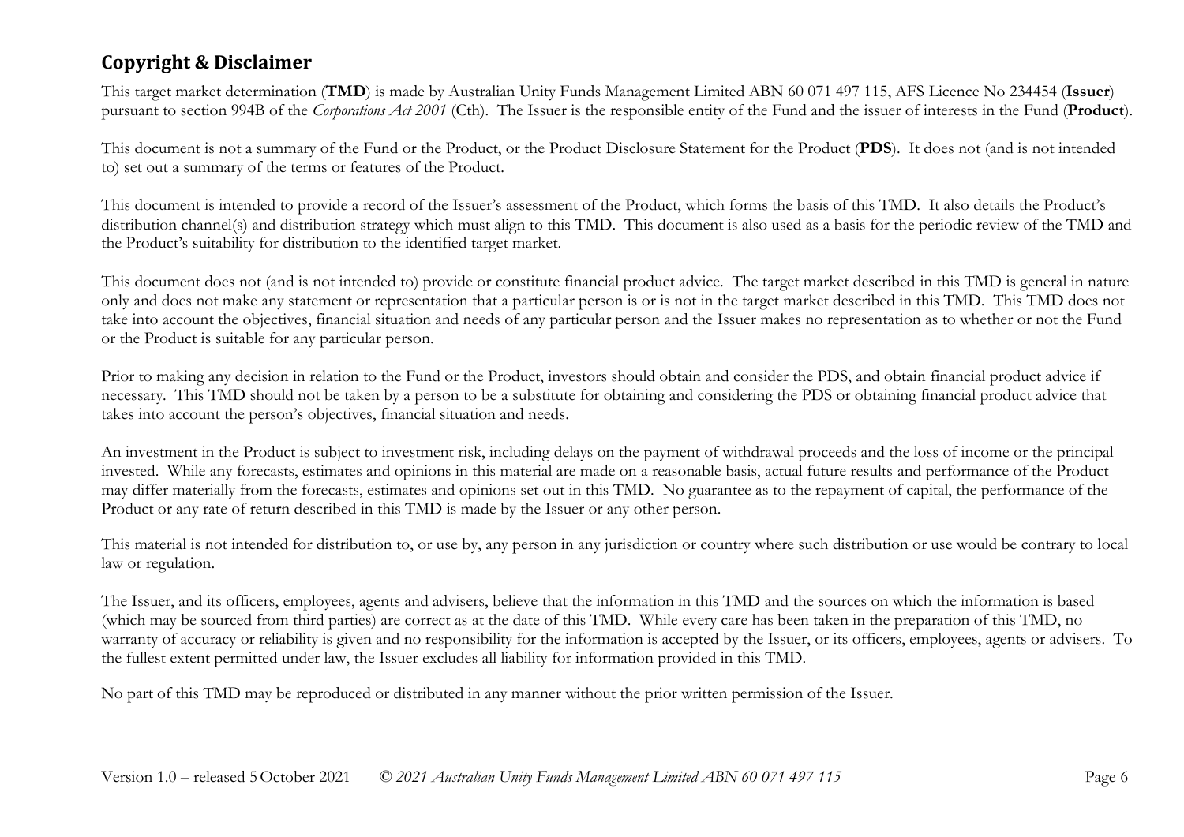## Copyright & Disclaimer

This target market determination (**TMD**) is made by Australian Unity Funds Management Limited ABN 60 071 497 115, AFS Licence No 234454 (**Issuer**) pursuant to section 994B of the *Corporations Act 2001* (Cth). The Issuer is the responsible entity of the Fund and the issuer of interests in the Fund (**Product**).

This document is not a summary of the Fund or the Product, or the Product Disclosure Statement for the Product (**PDS**). It does not (and is not intended to) set out a summary of the terms or features of the Product.

This document is intended to provide a record of the Issuer's assessment of the Product, which forms the basis of this TMD. It also details the Product's distribution channel(s) and distribution strategy which must align to this TMD. This document is also used as a basis for the periodic review of the TMD and the Product's suitability for distribution to the identified target market.

This document does not (and is not intended to) provide or constitute financial product advice. The target market described in this TMD is general in nature only and does not make any statement or representation that a particular person is or is not in the target market described in this TMD. This TMD does not take into account the objectives, financial situation and needs of any particular person and the Issuer makes no representation as to whether or not the Fund or the Product is suitable for any particular person.

Prior to making any decision in relation to the Fund or the Product, investors should obtain and consider the PDS, and obtain financial product advice if necessary. This TMD should not be taken by a person to be a substitute for obtaining and considering the PDS or obtaining financial product advice that takes into account the person's objectives, financial situation and needs.

An investment in the Product is subject to investment risk, including delays on the payment of withdrawal proceeds and the loss of income or the principal invested. While any forecasts, estimates and opinions in this material are made on a reasonable basis, actual future results and performance of the Product may differ materially from the forecasts, estimates and opinions set out in this TMD. No guarantee as to the repayment of capital, the performance of the Product or any rate of return described in this TMD is made by the Issuer or any other person.

This material is not intended for distribution to, or use by, any person in any jurisdiction or country where such distribution or use would be contrary to local law or regulation.

The Issuer, and its officers, employees, agents and advisers, believe that the information in this TMD and the sources on which the information is based (which may be sourced from third parties) are correct as at the date of this TMD. While every care has been taken in the preparation of this TMD, no warranty of accuracy or reliability is given and no responsibility for the information is accepted by the Issuer, or its officers, employees, agents or advisers. To the fullest extent permitted under law, the Issuer excludes all liability for information provided in this TMD.

No part of this TMD may be reproduced or distributed in any manner without the prior written permission of the Issuer.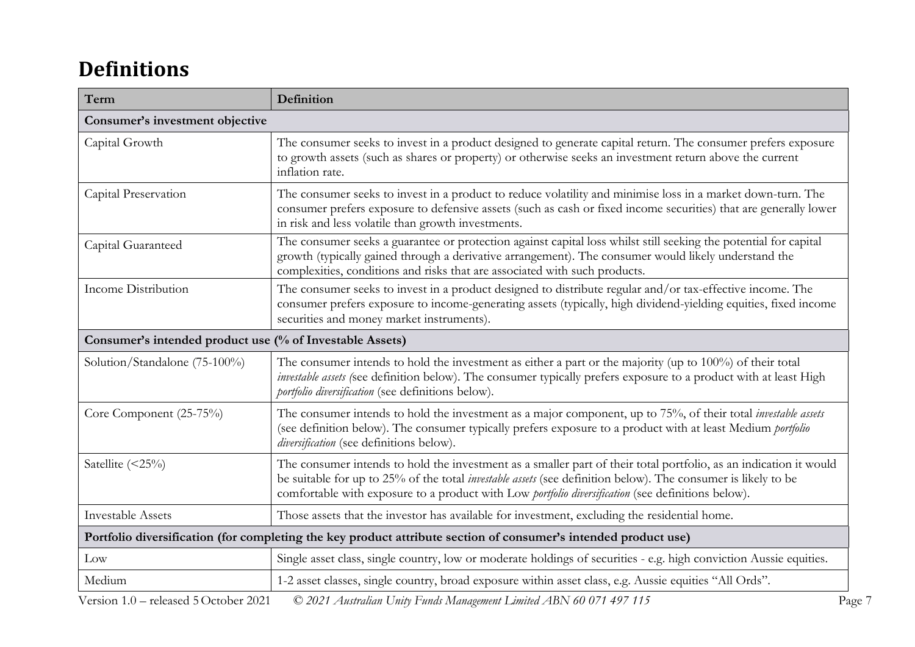# Definitions

| Term | Definition |
|---|---|
| **Consumer's investment objective** | |
| Capital Growth | The consumer seeks to invest in a product designed to generate capital return. The consumer prefers exposure to growth assets (such as shares or property) or otherwise seeks an investment return above the current inflation rate. |
| Capital Preservation | The consumer seeks to invest in a product to reduce volatility and minimise loss in a market down-turn. The consumer prefers exposure to defensive assets (such as cash or fixed income securities) that are generally lower in risk and less volatile than growth investments. |
| Capital Guaranteed | The consumer seeks a guarantee or protection against capital loss whilst still seeking the potential for capital growth (typically gained through a derivative arrangement). The consumer would likely understand the complexities, conditions and risks that are associated with such products. |
| Income Distribution | The consumer seeks to invest in a product designed to distribute regular and/or tax-effective income. The consumer prefers exposure to income-generating assets (typically, high dividend-yielding equities, fixed income securities and money market instruments). |
| **Consumer's intended product use (% of Investable Assets)** | |
| Solution/Standalone (75-100%) | The consumer intends to hold the investment as either a part or the majority (up to 100%) of their total *investable assets (*see definition below). The consumer typically prefers exposure to a product with at least High *portfolio diversification* (see definitions below). |
| Core Component (25-75%) | The consumer intends to hold the investment as a major component, up to 75%, of their total *investable assets* (see definition below). The consumer typically prefers exposure to a product with at least Medium *portfolio diversification* (see definitions below). |
| Satellite (<25%) | The consumer intends to hold the investment as a smaller part of their total portfolio, as an indication it would be suitable for up to 25% of the total *investable assets* (see definition below). The consumer is likely to be comfortable with exposure to a product with Low *portfolio diversification* (see definitions below). |
| Investable Assets | Those assets that the investor has available for investment, excluding the residential home. |
| **Portfolio diversification (for completing the key product attribute section of consumer's intended product use)** | |
| Low | Single asset class, single country, low or moderate holdings of securities - e.g. high conviction Aussie equities. |
| Medium | 1-2 asset classes, single country, broad exposure within asset class, e.g. Aussie equities "All Ords". |

Version 1.0 – released 5 October 2021 *© 2021 Australian Unity Funds Management Limited ABN 60 071 497 115*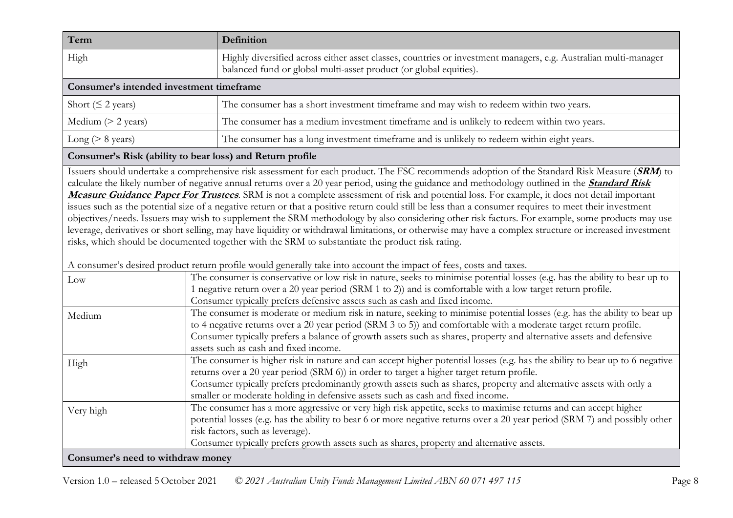| Term | Definition |
|---|---|
| High | Highly diversified across either asset classes, countries or investment managers, e.g. Australian multi-manager balanced fund or global multi-asset product (or global equities). |
| **Consumer's intended investment timeframe** | |
| Short (≤ 2 years) | The consumer has a short investment timeframe and may wish to redeem within two years. |
| Medium (> 2 years) | The consumer has a medium investment timeframe and is unlikely to redeem within two years. |
| Long (> 8 years) | The consumer has a long investment timeframe and is unlikely to redeem within eight years. |
| **Consumer's Risk (ability to bear loss) and Return profile** | |
| Issuers should undertake a comprehensive risk assessment for each product. The FSC recommends adoption of the Standard Risk Measure (***SRM***) to calculate the likely number of negative annual returns over a 20 year period, using the guidance and methodology outlined in the ***Standard Risk Measure Guidance Paper For Trustees***. SRM is not a complete assessment of risk and potential loss. For example, it does not detail important issues such as the potential size of a negative return or that a positive return could still be less than a consumer requires to meet their investment objectives/needs. Issuers may wish to supplement the SRM methodology by also considering other risk factors. For example, some products may use leverage, derivatives or short selling, may have liquidity or withdrawal limitations, or otherwise may have a complex structure or increased investment risks, which should be documented together with the SRM to substantiate the product risk rating.<br><br>A consumer's desired product return profile would generally take into account the impact of fees, costs and taxes. | |
| Low | The consumer is conservative or low risk in nature, seeks to minimise potential losses (e.g. has the ability to bear up to 1 negative return over a 20 year period (SRM 1 to 2)) and is comfortable with a low target return profile.<br>Consumer typically prefers defensive assets such as cash and fixed income. |
| Medium | The consumer is moderate or medium risk in nature, seeking to minimise potential losses (e.g. has the ability to bear up to 4 negative returns over a 20 year period (SRM 3 to 5)) and comfortable with a moderate target return profile.<br>Consumer typically prefers a balance of growth assets such as shares, property and alternative assets and defensive assets such as cash and fixed income. |
| High | The consumer is higher risk in nature and can accept higher potential losses (e.g. has the ability to bear up to 6 negative returns over a 20 year period (SRM 6)) in order to target a higher target return profile.<br>Consumer typically prefers predominantly growth assets such as shares, property and alternative assets with only a smaller or moderate holding in defensive assets such as cash and fixed income. |
| Very high | The consumer has a more aggressive or very high risk appetite, seeks to maximise returns and can accept higher potential losses (e.g. has the ability to bear 6 or more negative returns over a 20 year period (SRM 7) and possibly other risk factors, such as leverage).<br>Consumer typically prefers growth assets such as shares, property and alternative assets. |
| **Consumer's need to withdraw money** | |

Version 1.0 – released 5 October 2021 © *2021 Australian Unity Funds Management Limited ABN 60 071 497 115*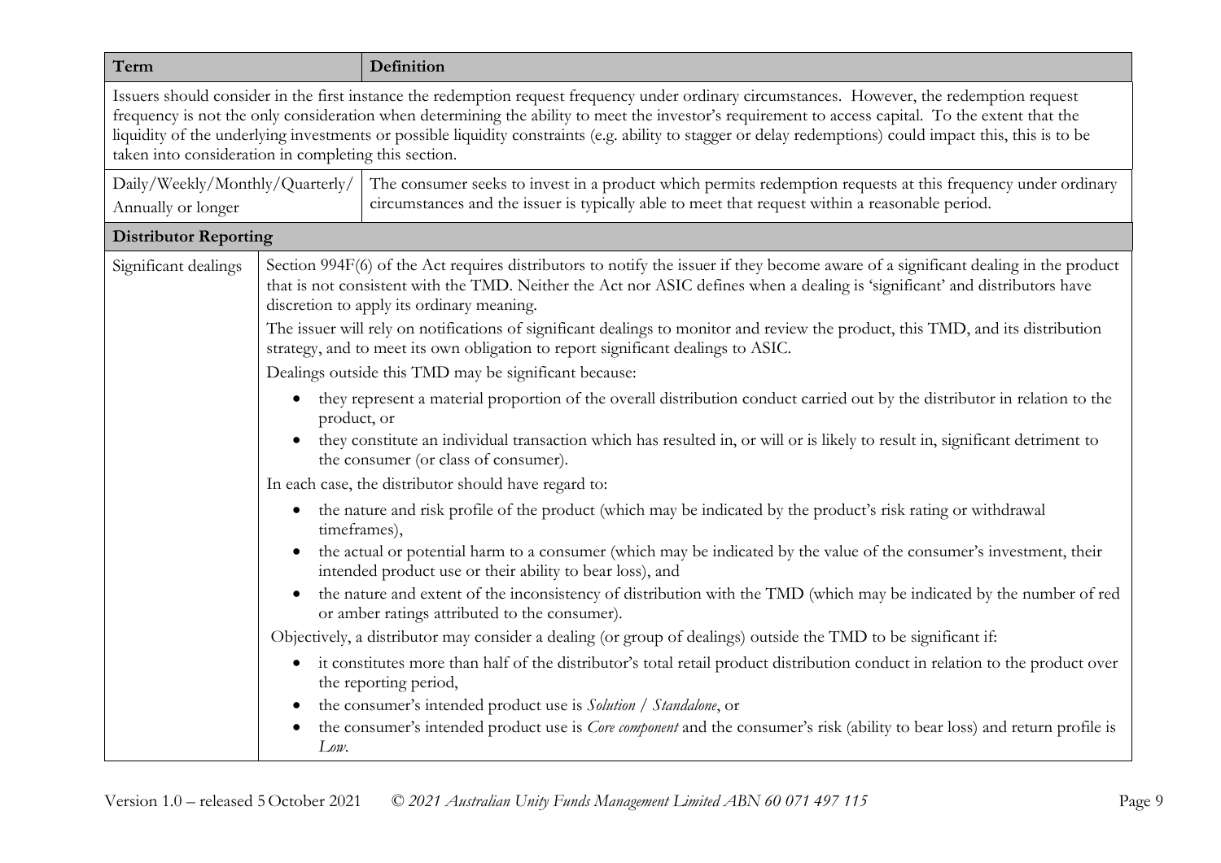| Term | Definition |
| --- | --- |
| Issuers should consider in the first instance the redemption request frequency under ordinary circumstances. However, the redemption request frequency is not the only consideration when determining the ability to meet the investor's requirement to access capital. To the extent that the liquidity of the underlying investments or possible liquidity constraints (e.g. ability to stagger or delay redemptions) could impact this, this is to be taken into consideration in completing this section. | |
| Daily/Weekly/Monthly/Quarterly/ Annually or longer | The consumer seeks to invest in a product which permits redemption requests at this frequency under ordinary circumstances and the issuer is typically able to meet that request within a reasonable period. |
| **Distributor Reporting** | |
| Significant dealings | Section 994F(6) of the Act requires distributors to notify the issuer if they become aware of a significant dealing in the product that is not consistent with the TMD. Neither the Act nor ASIC defines when a dealing is 'significant' and distributors have discretion to apply its ordinary meaning.<br><br>The issuer will rely on notifications of significant dealings to monitor and review the product, this TMD, and its distribution strategy, and to meet its own obligation to report significant dealings to ASIC.<br><br>Dealings outside this TMD may be significant because:<br>• they represent a material proportion of the overall distribution conduct carried out by the distributor in relation to the product, or<br>• they constitute an individual transaction which has resulted in, or will or is likely to result in, significant detriment to the consumer (or class of consumer).<br><br>In each case, the distributor should have regard to:<br>• the nature and risk profile of the product (which may be indicated by the product's risk rating or withdrawal timeframes),<br>• the actual or potential harm to a consumer (which may be indicated by the value of the consumer's investment, their intended product use or their ability to bear loss), and<br>• the nature and extent of the inconsistency of distribution with the TMD (which may be indicated by the number of red or amber ratings attributed to the consumer).<br><br>Objectively, a distributor may consider a dealing (or group of dealings) outside the TMD to be significant if:<br>• it constitutes more than half of the distributor's total retail product distribution conduct in relation to the product over the reporting period,<br>• the consumer's intended product use is *Solution / Standalone*, or<br>• the consumer's intended product use is *Core component* and the consumer's risk (ability to bear loss) and return profile is *Low*. |

Version 1.0 – released 5 October 2021 © *2021 Australian Unity Funds Management Limited ABN 60 071 497 115*